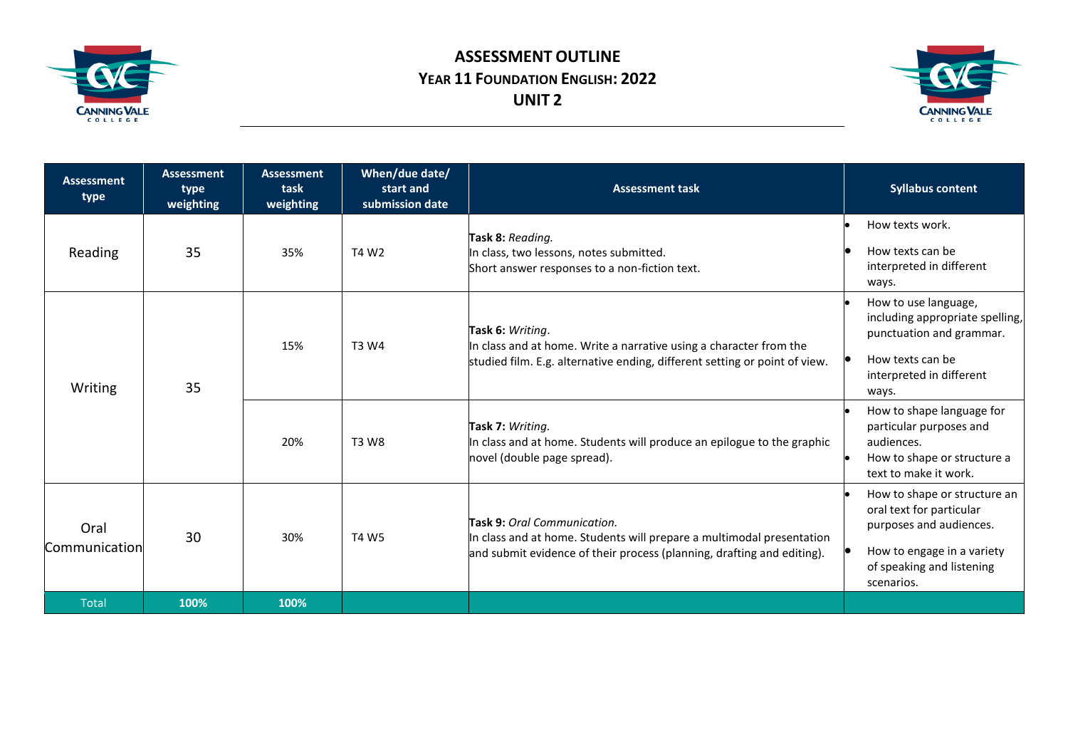# ASSESSMENT OUTLINE
## YEAR 11 FOUNDATION ENGLISH: 2022
## UNIT 2

| Assessment type | Assessment type weighting | Assessment task weighting | When/due date/ start and submission date | Assessment task | Syllabus content |
|---|---|---|---|---|---|
| Reading | 35 | 35% | T4 W2 | **Task 8:** *Reading.*<br>In class, two lessons, notes submitted.<br>Short answer responses to a non-fiction text. | • How texts work.<br>• How texts can be interpreted in different ways. |
| Writing | 35 | 15% | T3 W4 | **Task 6:** *Writing*.<br>In class and at home. Write a narrative using a character from the studied film. E.g. alternative ending, different setting or point of view. | • How to use language, including appropriate spelling, punctuation and grammar.<br>• How texts can be interpreted in different ways. |
| | | 20% | T3 W8 | **Task 7:** *Writing.*<br>In class and at home. Students will produce an epilogue to the graphic novel (double page spread). | • How to shape language for particular purposes and audiences.<br>• How to shape or structure a text to make it work. |
| Oral Communication | 30 | 30% | T4 W5 | **Task 9:** *Oral Communication.*<br>In class and at home. Students will prepare a multimodal presentation and submit evidence of their process (planning, drafting and editing). | • How to shape or structure an oral text for particular purposes and audiences.<br>• How to engage in a variety of speaking and listening scenarios. |
| Total | **100%** | **100%** | | | |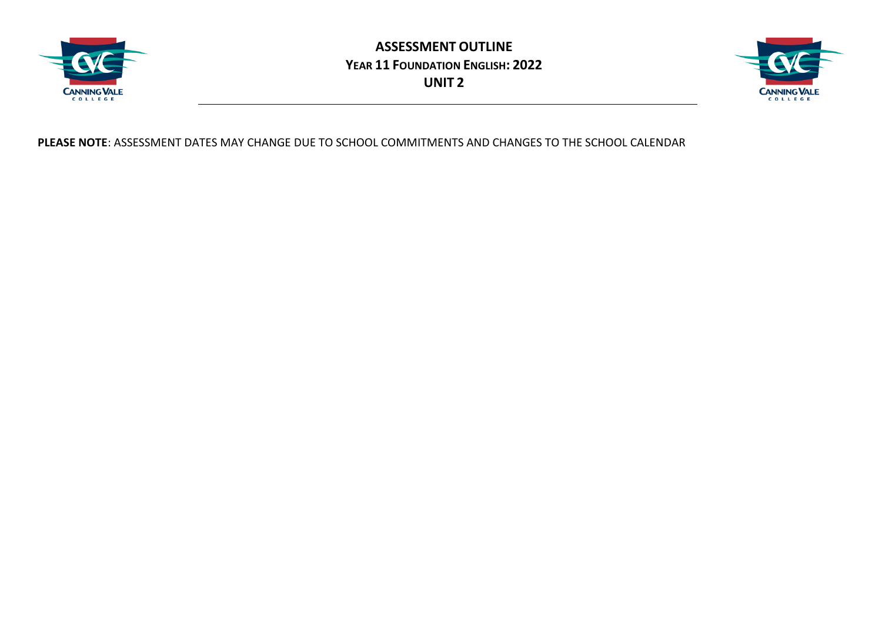# ASSESSMENT OUTLINE

## YEAR 11 FOUNDATION ENGLISH: 2022

## UNIT 2

**PLEASE NOTE**: ASSESSMENT DATES MAY CHANGE DUE TO SCHOOL COMMITMENTS AND CHANGES TO THE SCHOOL CALENDAR